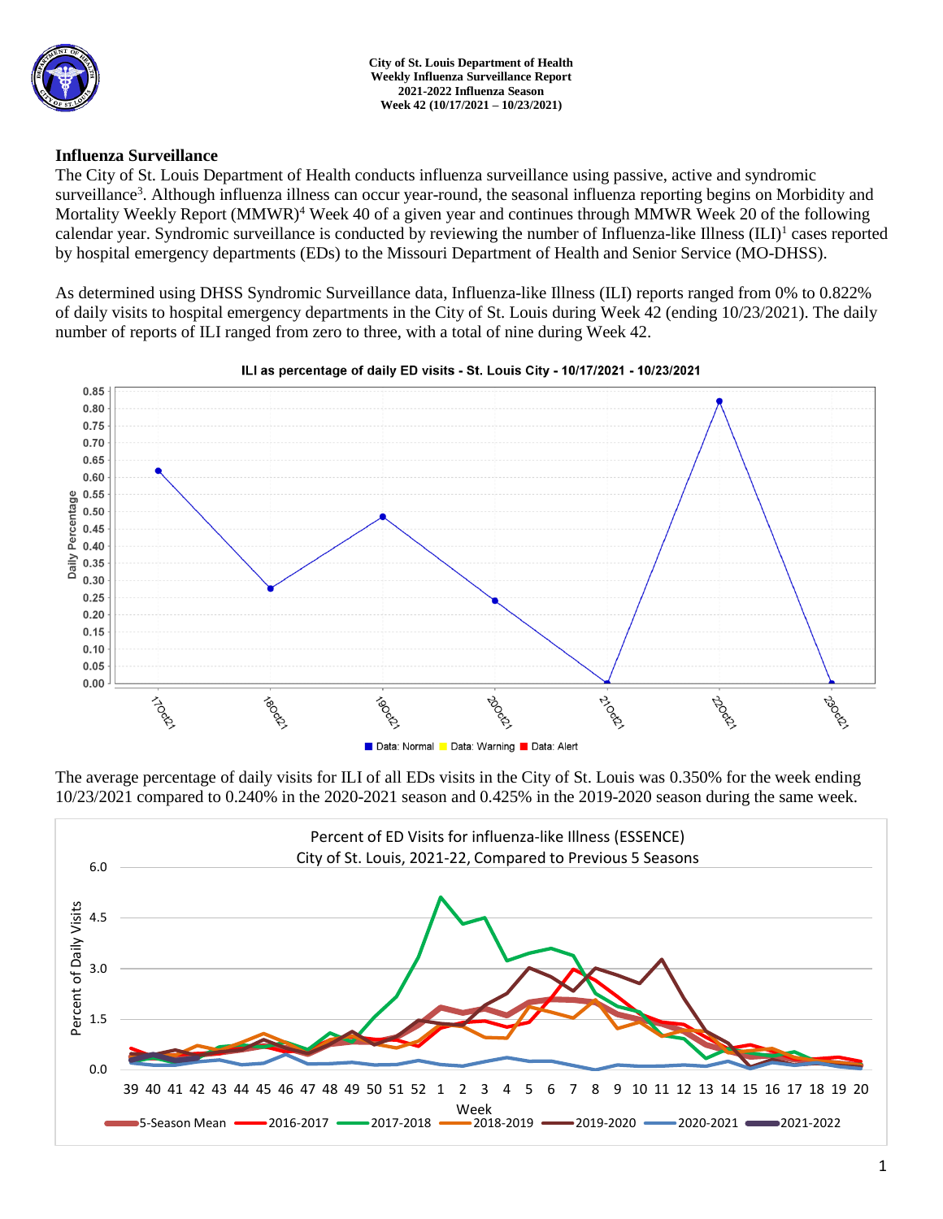City of St. Louis Department of Health
Weekly Influenza Surveillance Report
2021-2022 Influenza Season
Week 42 (10/17/2021 – 10/23/2021)

## Influenza Surveillance

The City of St. Louis Department of Health conducts influenza surveillance using passive, active and syndromic surveillance[3]. Although influenza illness can occur year-round, the seasonal influenza reporting begins on Morbidity and Mortality Weekly Report (MMWR)[4] Week 40 of a given year and continues through MMWR Week 20 of the following calendar year. Syndromic surveillance is conducted by reviewing the number of Influenza-like Illness (ILI)[1] cases reported by hospital emergency departments (EDs) to the Missouri Department of Health and Senior Service (MO-DHSS).

As determined using DHSS Syndromic Surveillance data, Influenza-like Illness (ILI) reports ranged from 0% to 0.822% of daily visits to hospital emergency departments in the City of St. Louis during Week 42 (ending 10/23/2021). The daily number of reports of ILI ranged from zero to three, with a total of nine during Week 42.

ILI as percentage of daily ED visits - St. Louis City - 10/17/2021 - 10/23/2021

The average percentage of daily visits for ILI of all EDs visits in the City of St. Louis was 0.350% for the week ending 10/23/2021 compared to 0.240% in the 2020-2021 season and 0.425% in the 2019-2020 season during the same week.

Percent of ED Visits for influenza-like Illness (ESSENCE)
City of St. Louis, 2021-22, Compared to Previous 5 Seasons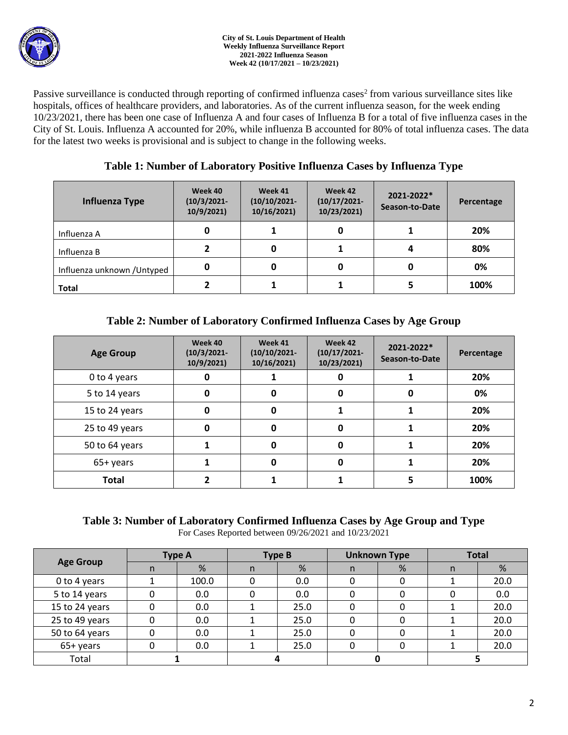City of St. Louis Department of Health
Weekly Influenza Surveillance Report
2021-2022 Influenza Season
Week 42 (10/17/2021 – 10/23/2021)

Passive surveillance is conducted through reporting of confirmed influenza cases[2] from various surveillance sites like hospitals, offices of healthcare providers, and laboratories. As of the current influenza season, for the week ending 10/23/2021, there has been one case of Influenza A and four cases of Influenza B for a total of five influenza cases in the City of St. Louis. Influenza A accounted for 20%, while influenza B accounted for 80% of total influenza cases. The data for the latest two weeks is provisional and is subject to change in the following weeks.

## Table 1: Number of Laboratory Positive Influenza Cases by Influenza Type

| Influenza Type | Week 40 (10/3/2021-10/9/2021) | Week 41 (10/10/2021-10/16/2021) | Week 42 (10/17/2021-10/23/2021) | 2021-2022* Season-to-Date | Percentage |
|---|---|---|---|---|---|
| Influenza A | 0 | 1 | 0 | 1 | 20% |
| Influenza B | 2 | 0 | 1 | 4 | 80% |
| Influenza unknown /Untyped | 0 | 0 | 0 | 0 | 0% |
| **Total** | 2 | 1 | 1 | 5 | 100% |

## Table 2: Number of Laboratory Confirmed Influenza Cases by Age Group

| Age Group | Week 40 (10/3/2021-10/9/2021) | Week 41 (10/10/2021-10/16/2021) | Week 42 (10/17/2021-10/23/2021) | 2021-2022* Season-to-Date | Percentage |
|---|---|---|---|---|---|
| 0 to 4 years | 0 | 1 | 0 | 1 | 20% |
| 5 to 14 years | 0 | 0 | 0 | 0 | 0% |
| 15 to 24 years | 0 | 0 | 1 | 1 | 20% |
| 25 to 49 years | 0 | 0 | 0 | 1 | 20% |
| 50 to 64 years | 1 | 0 | 0 | 1 | 20% |
| 65+ years | 1 | 0 | 0 | 1 | 20% |
| **Total** | 2 | 1 | 1 | 5 | 100% |

## Table 3: Number of Laboratory Confirmed Influenza Cases by Age Group and Type

For Cases Reported between 09/26/2021 and 10/23/2021

| Age Group | Type A | | Type B | | Unknown Type | | Total | |
|---|---|---|---|---|---|---|---|---|
| | n | % | n | % | n | % | n | % |
| 0 to 4 years | 1 | 100.0 | 0 | 0.0 | 0 | 0 | 1 | 20.0 |
| 5 to 14 years | 0 | 0.0 | 0 | 0.0 | 0 | 0 | 0 | 0.0 |
| 15 to 24 years | 0 | 0.0 | 1 | 25.0 | 0 | 0 | 1 | 20.0 |
| 25 to 49 years | 0 | 0.0 | 1 | 25.0 | 0 | 0 | 1 | 20.0 |
| 50 to 64 years | 0 | 0.0 | 1 | 25.0 | 0 | 0 | 1 | 20.0 |
| 65+ years | 0 | 0.0 | 1 | 25.0 | 0 | 0 | 1 | 20.0 |
| Total | 1 | | 4 | | 0 | | 5 | |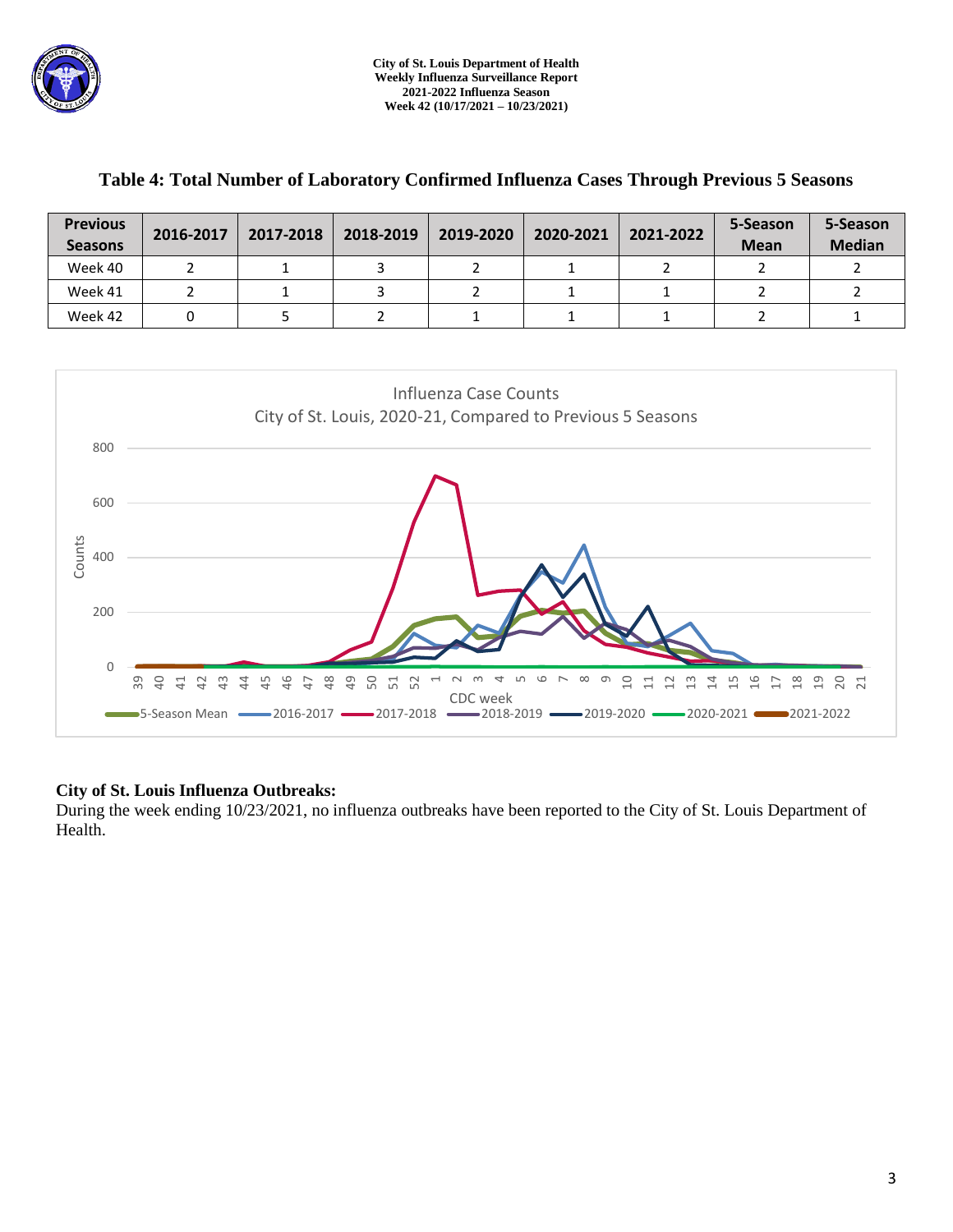## Table 4: Total Number of Laboratory Confirmed Influenza Cases Through Previous 5 Seasons

| Previous Seasons | 2016-2017 | 2017-2018 | 2018-2019 | 2019-2020 | 2020-2021 | 2021-2022 | 5-Season Mean | 5-Season Median |
|---|---|---|---|---|---|---|---|---|
| Week 40 | 2 | 1 | 3 | 2 | 1 | 2 | 2 | 2 |
| Week 41 | 2 | 1 | 3 | 2 | 1 | 1 | 2 | 2 |
| Week 42 | 0 | 5 | 2 | 1 | 1 | 1 | 2 | 1 |

Influenza Case Counts
City of St. Louis, 2020-21, Compared to Previous 5 Seasons

**City of St. Louis Influenza Outbreaks:**
During the week ending 10/23/2021, no influenza outbreaks have been reported to the City of St. Louis Department of Health.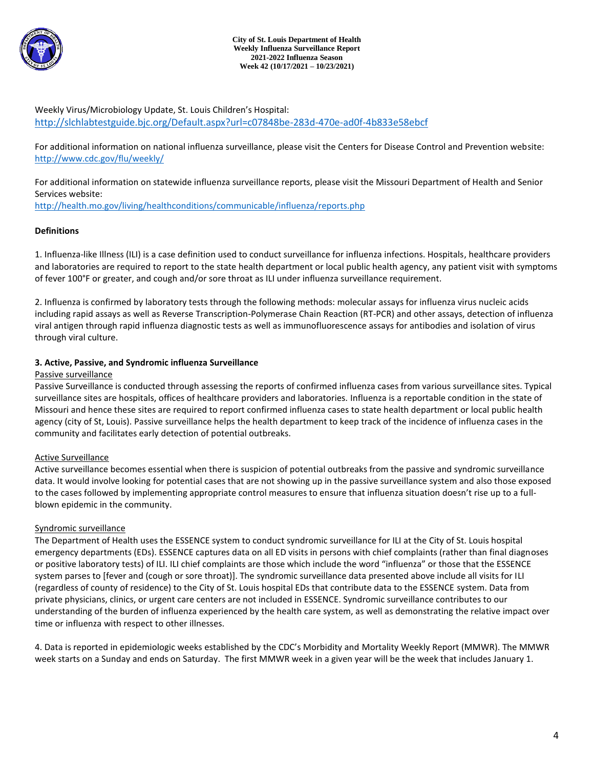Weekly Virus/Microbiology Update, St. Louis Children's Hospital:
http://slchlabtestguide.bjc.org/Default.aspx?url=c07848be-283d-470e-ad0f-4b833e58ebcf

For additional information on national influenza surveillance, please visit the Centers for Disease Control and Prevention website:
http://www.cdc.gov/flu/weekly/

For additional information on statewide influenza surveillance reports, please visit the Missouri Department of Health and Senior Services website:
http://health.mo.gov/living/healthconditions/communicable/influenza/reports.php

**Definitions**

1. Influenza-like Illness (ILI) is a case definition used to conduct surveillance for influenza infections. Hospitals, healthcare providers and laboratories are required to report to the state health department or local public health agency, any patient visit with symptoms of fever 100°F or greater, and cough and/or sore throat as ILI under influenza surveillance requirement.

2. Influenza is confirmed by laboratory tests through the following methods: molecular assays for influenza virus nucleic acids including rapid assays as well as Reverse Transcription-Polymerase Chain Reaction (RT-PCR) and other assays, detection of influenza viral antigen through rapid influenza diagnostic tests as well as immunofluorescence assays for antibodies and isolation of virus through viral culture.

**3. Active, Passive, and Syndromic influenza Surveillance**

Passive surveillance

Passive Surveillance is conducted through assessing the reports of confirmed influenza cases from various surveillance sites. Typical surveillance sites are hospitals, offices of healthcare providers and laboratories. Influenza is a reportable condition in the state of Missouri and hence these sites are required to report confirmed influenza cases to state health department or local public health agency (city of St, Louis). Passive surveillance helps the health department to keep track of the incidence of influenza cases in the community and facilitates early detection of potential outbreaks.

Active Surveillance

Active surveillance becomes essential when there is suspicion of potential outbreaks from the passive and syndromic surveillance data. It would involve looking for potential cases that are not showing up in the passive surveillance system and also those exposed to the cases followed by implementing appropriate control measures to ensure that influenza situation doesn't rise up to a full-blown epidemic in the community.

Syndromic surveillance

The Department of Health uses the ESSENCE system to conduct syndromic surveillance for ILI at the City of St. Louis hospital emergency departments (EDs). ESSENCE captures data on all ED visits in persons with chief complaints (rather than final diagnoses or positive laboratory tests) of ILI. ILI chief complaints are those which include the word "influenza" or those that the ESSENCE system parses to [fever and (cough or sore throat)]. The syndromic surveillance data presented above include all visits for ILI (regardless of county of residence) to the City of St. Louis hospital EDs that contribute data to the ESSENCE system. Data from private physicians, clinics, or urgent care centers are not included in ESSENCE. Syndromic surveillance contributes to our understanding of the burden of influenza experienced by the health care system, as well as demonstrating the relative impact over time or influenza with respect to other illnesses.

4. Data is reported in epidemiologic weeks established by the CDC's Morbidity and Mortality Weekly Report (MMWR). The MMWR week starts on a Sunday and ends on Saturday. The first MMWR week in a given year will be the week that includes January 1.